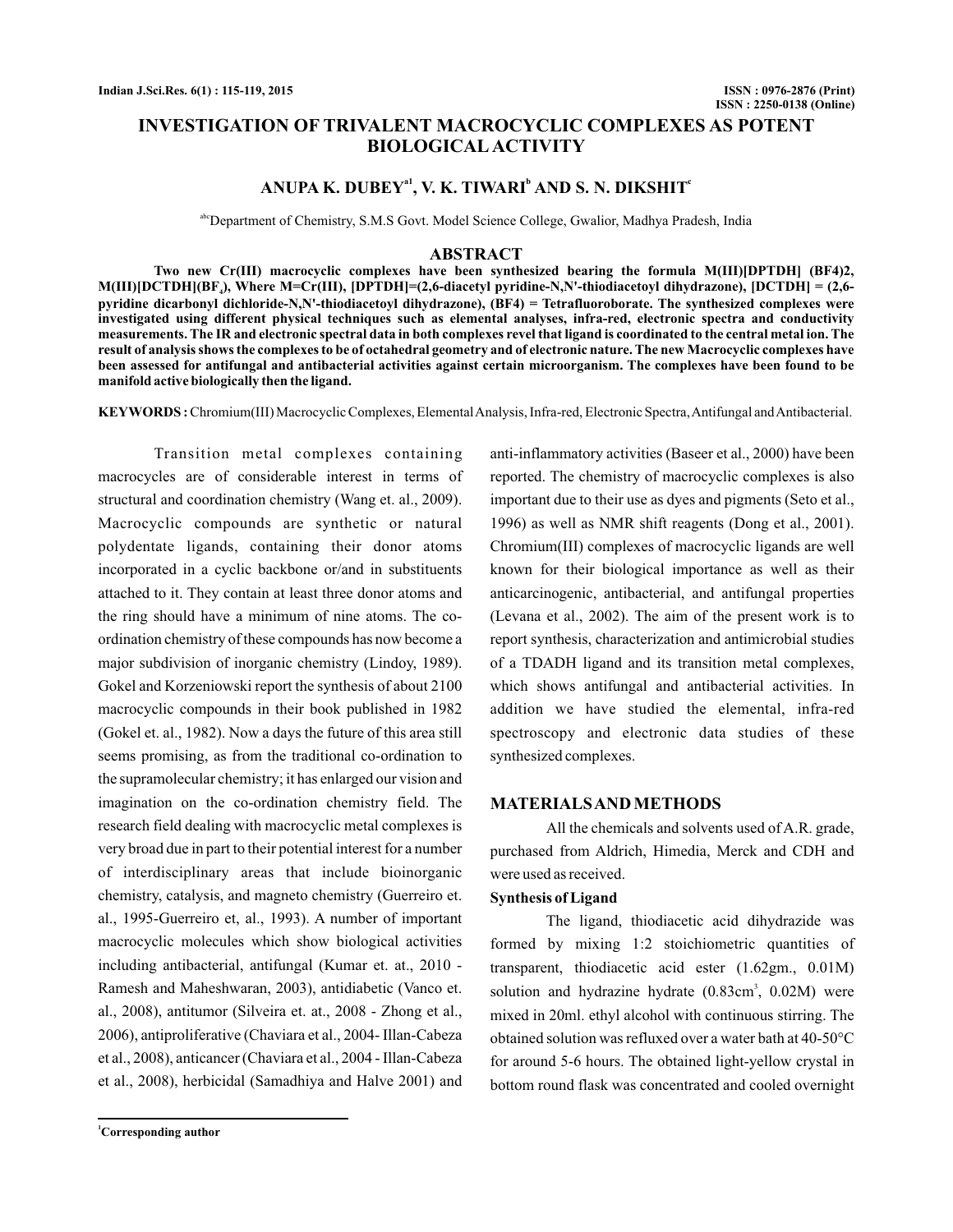# INVESTIGATION OF TRIVALENT MACROCYCLIC COMPLEXES AS POTENT BIOLOGICAL ACTIVITY

**ANUPA K. DUBEY[a1], V. K. TIWARI[b] AND S. N. DIKSHIT[c]**

[abc]Department of Chemistry, S.M.S Govt. Model Science College, Gwalior, Madhya Pradesh, India

## ABSTRACT

**Two new Cr(III) macrocyclic complexes have been synthesized bearing the formula M(III)[DPTDH] (BF4)2, M(III)[DCTDH]($BF_4$), Where M=Cr(III), [DPTDH]=(2,6-diacetyl pyridine-N,N'-thiodiacetoyl dihydrazone), [DCTDH] = (2,6-pyridine dicarbonyl dichloride-N,N'-thiodiacetoyl dihydrazone), (BF4) = Tetrafluoroborate. The synthesized complexes were investigated using different physical techniques such as elemental analyses, infra-red, electronic spectra and conductivity measurements. The IR and electronic spectral data in both complexes revel that ligand is coordinated to the central metal ion. The result of analysis shows the complexes to be of octahedral geometry and of electronic nature. The new Macrocyclic complexes have been assessed for antifungal and antibacterial activities against certain microorganism. The complexes have been found to be manifold active biologically then the ligand.**

**KEYWORDS :** Chromium(III) Macrocyclic Complexes, Elemental Analysis, Infra-red, Electronic Spectra, Antifungal and Antibacterial.

Transition metal complexes containing macrocycles are of considerable interest in terms of structural and coordination chemistry (Wang et. al., 2009). Macrocyclic compounds are synthetic or natural polydentate ligands, containing their donor atoms incorporated in a cyclic backbone or/and in substituents attached to it. They contain at least three donor atoms and the ring should have a minimum of nine atoms. The co-ordination chemistry of these compounds has now become a major subdivision of inorganic chemistry (Lindoy, 1989). Gokel and Korzeniowski report the synthesis of about 2100 macrocyclic compounds in their book published in 1982 (Gokel et. al., 1982). Now a days the future of this area still seems promising, as from the traditional co-ordination to the supramolecular chemistry; it has enlarged our vision and imagination on the co-ordination chemistry field. The research field dealing with macrocyclic metal complexes is very broad due in part to their potential interest for a number of interdisciplinary areas that include bioinorganic chemistry, catalysis, and magneto chemistry (Guerreiro et. al., 1995-Guerreiro et, al., 1993). A number of important macrocyclic molecules which show biological activities including antibacterial, antifungal (Kumar et. at., 2010 - Ramesh and Maheshwaran, 2003), antidiabetic (Vanco et. al., 2008), antitumor (Silveira et. at., 2008 - Zhong et al., 2006), antiproliferative (Chaviara et al., 2004- Illan-Cabeza et al., 2008), anticancer (Chaviara et al., 2004 - Illan-Cabeza et al., 2008), herbicidal (Samadhiya and Halve 2001) and anti-inflammatory activities (Baseer et al., 2000) have been reported. The chemistry of macrocyclic complexes is also important due to their use as dyes and pigments (Seto et al., 1996) as well as NMR shift reagents (Dong et al., 2001). Chromium(III) complexes of macrocyclic ligands are well known for their biological importance as well as their anticarcinogenic, antibacterial, and antifungal properties (Levana et al., 2002). The aim of the present work is to report synthesis, characterization and antimicrobial studies of a TDADH ligand and its transition metal complexes, which shows antifungal and antibacterial activities. In addition we have studied the elemental, infra-red spectroscopy and electronic data studies of these synthesized complexes.

## MATERIALS AND METHODS

All the chemicals and solvents used of A.R. grade, purchased from Aldrich, Himedia, Merck and CDH and were used as received.

### Synthesis of Ligand

The ligand, thiodiacetic acid dihydrazide was formed by mixing 1:2 stoichiometric quantities of transparent, thiodiacetic acid ester (1.62gm., 0.01M) solution and hydrazine hydrate ($0.83 cm^3$, 0.02M) were mixed in 20ml. ethyl alcohol with continuous stirring. The obtained solution was refluxed over a water bath at 40-50°C for around 5-6 hours. The obtained light-yellow crystal in bottom round flask was concentrated and cooled overnight

[1]Corresponding author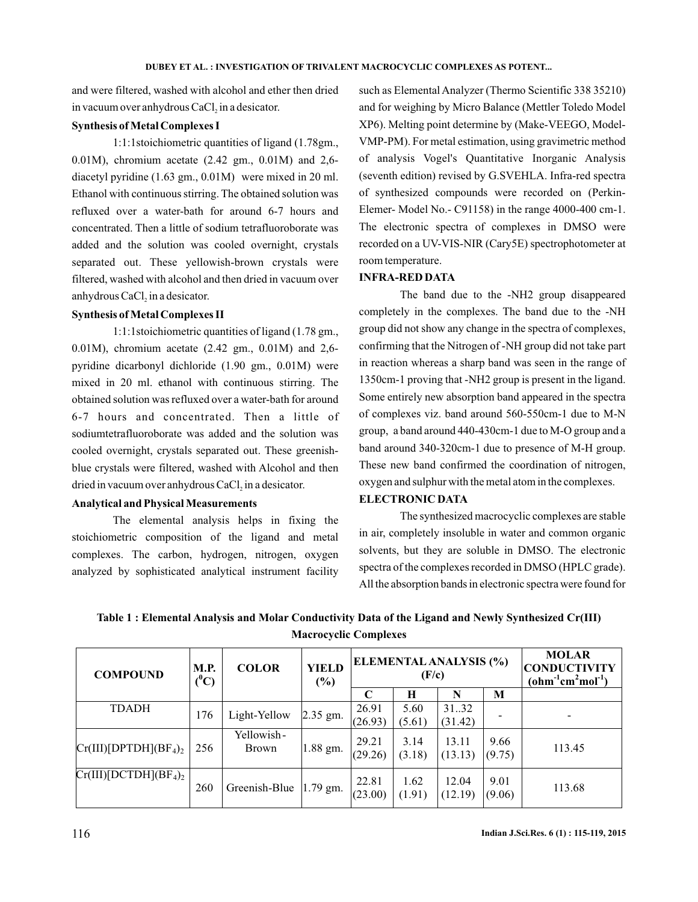and were filtered, washed with alcohol and ether then dried in vacuum over anhydrous $CaCl_2$ in a desicator.

**Synthesis of Metal Complexes I**

1:1:1stoichiometric quantities of ligand (1.78gm., 0.01M), chromium acetate (2.42 gm., 0.01M) and 2,6-diacetyl pyridine (1.63 gm., 0.01M) were mixed in 20 ml. Ethanol with continuous stirring. The obtained solution was refluxed over a water-bath for around 6-7 hours and concentrated. Then a little of sodium tetrafluoroborate was added and the solution was cooled overnight, crystals separated out. These yellowish-brown crystals were filtered, washed with alcohol and then dried in vacuum over anhydrous $CaCl_2$ in a desicator.

**Synthesis of Metal Complexes II**

1:1:1stoichiometric quantities of ligand (1.78 gm., 0.01M), chromium acetate (2.42 gm., 0.01M) and 2,6-pyridine dicarbonyl dichloride (1.90 gm., 0.01M) were mixed in 20 ml. ethanol with continuous stirring. The obtained solution was refluxed over a water-bath for around 6-7 hours and concentrated. Then a little of sodiumtetrafluoroborate was added and the solution was cooled overnight, crystals separated out. These greenish-blue crystals were filtered, washed with Alcohol and then dried in vacuum over anhydrous $CaCl_2$ in a desicator.

**Analytical and Physical Measurements**

The elemental analysis helps in fixing the stoichiometric composition of the ligand and metal complexes. The carbon, hydrogen, nitrogen, oxygen analyzed by sophisticated analytical instrument facility such as Elemental Analyzer (Thermo Scientific 338 35210) and for weighing by Micro Balance (Mettler Toledo Model XP6). Melting point determine by (Make-VEEGO, Model-VMP-PM). For metal estimation, using gravimetric method of analysis Vogel's Quantitative Inorganic Analysis (seventh edition) revised by G.SVEHLA. Infra-red spectra of synthesized compounds were recorded on (Perkin-Elemer- Model No.- C91158) in the range 4000-400 cm-1. The electronic spectra of complexes in DMSO were recorded on a UV-VIS-NIR (Cary5E) spectrophotometer at room temperature.

**INFRA-RED DATA**

The band due to the -NH2 group disappeared completely in the complexes. The band due to the -NH group did not show any change in the spectra of complexes, confirming that the Nitrogen of -NH group did not take part in reaction whereas a sharp band was seen in the range of 1350cm-1 proving that -NH2 group is present in the ligand. Some entirely new absorption band appeared in the spectra of complexes viz. band around 560-550cm-1 due to M-N group, a band around 440-430cm-1 due to M-O group and a band around 340-320cm-1 due to presence of M-H group. These new band confirmed the coordination of nitrogen, oxygen and sulphur with the metal atom in the complexes.

**ELECTRONIC DATA**

The synthesized macrocyclic complexes are stable in air, completely insoluble in water and common organic solvents, but they are soluble in DMSO. The electronic spectra of the complexes recorded in DMSO (HPLC grade). All the absorption bands in electronic spectra were found for

**Table 1 : Elemental Analysis and Molar Conductivity Data of the Ligand and Newly Synthesized Cr(III) Macrocyclic Complexes**

| COMPOUND | M.P. ($^0$C) | COLOR | YIELD (%) | ELEMENTAL ANALYSIS (%) (F/c) | | | | MOLAR CONDUCTIVITY ($ohm^{-1}cm^2mol^{-1}$) |
|---|---|---|---|---|---|---|---|---|
| | | | | C | H | N | M | |
| TDADH | 176 | Light-Yellow | 2.35 gm. | 26.91 (26.93) | 5.60 (5.61) | 31..32 (31.42) | - | - |
| Cr(III)[DPTDH]$(BF_4)_2$ | 256 | Yellowish-Brown | 1.88 gm. | 29.21 (29.26) | 3.14 (3.18) | 13.11 (13.13) | 9.66 (9.75) | 113.45 |
| Cr(III)[DCTDH]$(BF_4)_2$ | 260 | Greenish-Blue | 1.79 gm. | 22.81 (23.00) | 1.62 (1.91) | 12.04 (12.19) | 9.01 (9.06) | 113.68 |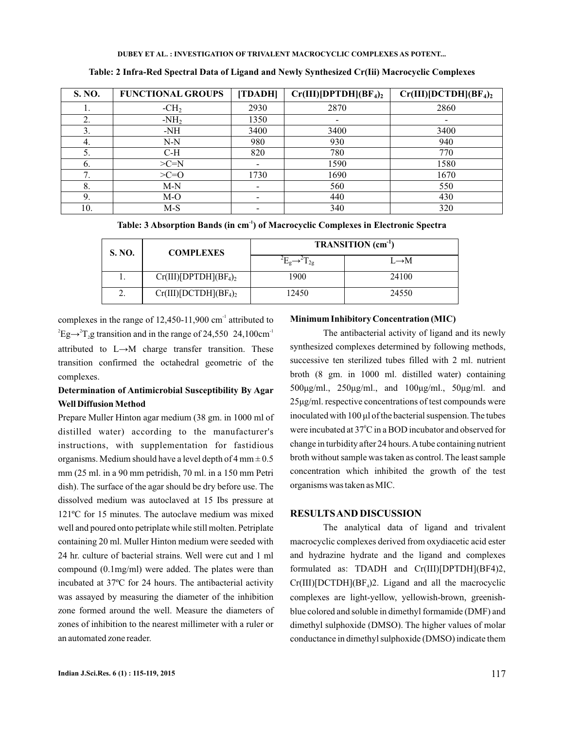**Table: 2 Infra-Red Spectral Data of Ligand and Newly Synthesized Cr(Iii) Macrocyclic Complexes**

| S. NO. | FUNCTIONAL GROUPS | [TDADH] | $Cr(III)[DPTDH](BF_4)_2$ | $Cr(III)[DCTDH](BF_4)_2$ |
|---|---|---|---|---|
| 1. | $-CH_2$ | 2930 | 2870 | 2860 |
| 2. | $-NH_2$ | 1350 | - | - |
| 3. | -NH | 3400 | 3400 | 3400 |
| 4. | N-N | 980 | 930 | 940 |
| 5. | C-H | 820 | 780 | 770 |
| 6. | >C=N | - | 1590 | 1580 |
| 7. | >C=O | 1730 | 1690 | 1670 |
| 8. | M-N | - | 560 | 550 |
| 9. | M-O | - | 440 | 430 |
| 10. | M-S | - | 340 | 320 |

**Table: 3 Absorption Bands (in $cm^{-1}$) of Macrocyclic Complexes in Electronic Spectra**

| S. NO. | COMPLEXES | TRANSITION ($cm^{-1}$) | |
|---|---|---|---|
| | | $^2E_g \rightarrow ^2T_{2g}$ | L→M |
| 1. | $Cr(III)[DPTDH](BF_4)_2$ | 1900 | 24100 |
| 2. | $Cr(III)[DCTDH](BF_4)_2$ | 12450 | 24550 |

complexes in the range of 12,450-11,900 $cm^{-1}$ attributed to $^2Eg \rightarrow ^2T_2g$ transition and in the range of 24,550 24,100$cm^{-1}$ attributed to L→M charge transfer transition. These transition confirmed the octahedral geometric of the complexes.

## Determination of Antimicrobial Susceptibility By Agar Well Diffusion Method

Prepare Muller Hinton agar medium (38 gm. in 1000 ml of distilled water) according to the manufacturer's instructions, with supplementation for fastidious organisms. Medium should have a level depth of 4 mm ± 0.5 mm (25 ml. in a 90 mm petridish, 70 ml. in a 150 mm Petri dish). The surface of the agar should be dry before use. The dissolved medium was autoclaved at 15 Ibs pressure at 121ºC for 15 minutes. The autoclave medium was mixed well and poured onto petriplate while still molten. Petriplate containing 20 ml. Muller Hinton medium were seeded with 24 hr. culture of bacterial strains. Well were cut and 1 ml compound (0.1mg/ml) were added. The plates were than incubated at 37ºC for 24 hours. The antibacterial activity was assayed by measuring the diameter of the inhibition zone formed around the well. Measure the diameters of zones of inhibition to the nearest millimeter with a ruler or an automated zone reader.

## Minimum Inhibitory Concentration (MIC)

The antibacterial activity of ligand and its newly synthesized complexes determined by following methods, successive ten sterilized tubes filled with 2 ml. nutrient broth (8 gm. in 1000 ml. distilled water) containing 500μg/ml., 250μg/ml., and 100μg/ml., 50μg/ml. and 25μg/ml. respective concentrations of test compounds were inoculated with 100 μl of the bacterial suspension. The tubes were incubated at 37$^0$C in a BOD incubator and observed for change in turbidity after 24 hours. A tube containing nutrient broth without sample was taken as control. The least sample concentration which inhibited the growth of the test organisms was taken as MIC.

## RESULTS AND DISCUSSION

The analytical data of ligand and trivalent macrocyclic complexes derived from oxydiacetic acid ester and hydrazine hydrate and the ligand and complexes formulated as: TDADH and Cr(III)[DPTDH](BF4)2, $Cr(III)[DCTDH](BF_4)2$. Ligand and all the macrocyclic complexes are light-yellow, yellowish-brown, greenish-blue colored and soluble in dimethyl formamide (DMF) and dimethyl sulphoxide (DMSO). The higher values of molar conductance in dimethyl sulphoxide (DMSO) indicate them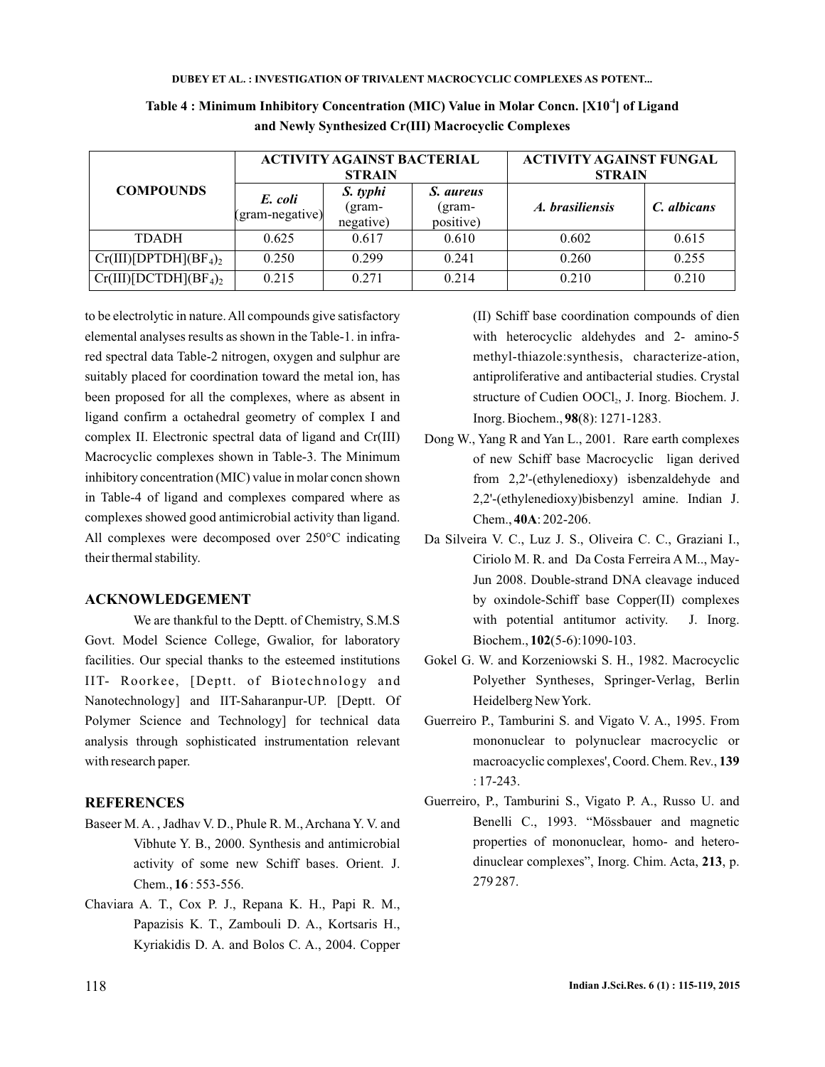**Table 4 : Minimum Inhibitory Concentration (MIC) Value in Molar Concn. [$X10^{-4}$] of Ligand and Newly Synthesized Cr(III) Macrocyclic Complexes**

| COMPOUNDS | ACTIVITY AGAINST BACTERIAL STRAIN | | | ACTIVITY AGAINST FUNGAL STRAIN | |
|---|---|---|---|---|---|
| | *E. coli* (gram-negative) | *S. typhi* (gram-negative) | *S. aureus* (gram-positive) | *A. brasiliensis* | *C. albicans* |
| TDADH | 0.625 | 0.617 | 0.610 | 0.602 | 0.615 |
| Cr(III)[DPTDH]$(BF_4)_2$ | 0.250 | 0.299 | 0.241 | 0.260 | 0.255 |
| Cr(III)[DCTDH]$(BF_4)_2$ | 0.215 | 0.271 | 0.214 | 0.210 | 0.210 |

to be electrolytic in nature. All compounds give satisfactory elemental analyses results as shown in the Table-1. in infra-red spectral data Table-2 nitrogen, oxygen and sulphur are suitably placed for coordination toward the metal ion, has been proposed for all the complexes, where as absent in ligand confirm a octahedral geometry of complex I and complex II. Electronic spectral data of ligand and Cr(III) Macrocyclic complexes shown in Table-3. The Minimum inhibitory concentration (MIC) value in molar concn shown in Table-4 of ligand and complexes compared where as complexes showed good antimicrobial activity than ligand. All complexes were decomposed over 250°C indicating their thermal stability.

## ACKNOWLEDGEMENT

We are thankful to the Deptt. of Chemistry, S.M.S Govt. Model Science College, Gwalior, for laboratory facilities. Our special thanks to the esteemed institutions IIT- Roorkee, [Deptt. of Biotechnology and Nanotechnology] and IIT-Saharanpur-UP. [Deptt. Of Polymer Science and Technology] for technical data analysis through sophisticated instrumentation relevant with research paper.

## REFERENCES

Baseer M. A. , Jadhav V. D., Phule R. M., Archana Y. V. and Vibhute Y. B., 2000. Synthesis and antimicrobial activity of some new Schiff bases. Orient. J. Chem., **16** : 553-556.

Chaviara A. T., Cox P. J., Repana K. H., Papi R. M., Papazisis K. T., Zambouli D. A., Kortsaris H., Kyriakidis D. A. and Bolos C. A., 2004. Copper (II) Schiff base coordination compounds of dien with heterocyclic aldehydes and 2- amino-5 methyl-thiazole:synthesis, characterize-ation, antiproliferative and antibacterial studies. Crystal structure of Cudien $OOCl_2$, J. Inorg. Biochem. J. Inorg. Biochem., **98**(8): 1271-1283.

Dong W., Yang R and Yan L., 2001. Rare earth complexes of new Schiff base Macrocyclic ligan derived from 2,2'-(ethylenedioxy) isbenzaldehyde and 2,2'-(ethylenedioxy)bisbenzyl amine. Indian J. Chem., **40A**: 202-206.

Da Silveira V. C., Luz J. S., Oliveira C. C., Graziani I., Ciriolo M. R. and Da Costa Ferreira A M.., May-Jun 2008. Double-strand DNA cleavage induced by oxindole-Schiff base Copper(II) complexes with potential antitumor activity. J. Inorg. Biochem., **102**(5-6):1090-103.

Gokel G. W. and Korzeniowski S. H., 1982. Macrocyclic Polyether Syntheses, Springer-Verlag, Berlin Heidelberg New York.

Guerreiro P., Tamburini S. and Vigato V. A., 1995. From mononuclear to polynuclear macrocyclic or macroacyclic complexes', Coord. Chem. Rev., **139** : 17-243.

Guerreiro, P., Tamburini S., Vigato P. A., Russo U. and Benelli C., 1993. "Mössbauer and magnetic properties of mononuclear, homo- and hetero-dinuclear complexes", Inorg. Chim. Acta, **213**, p. 279 287.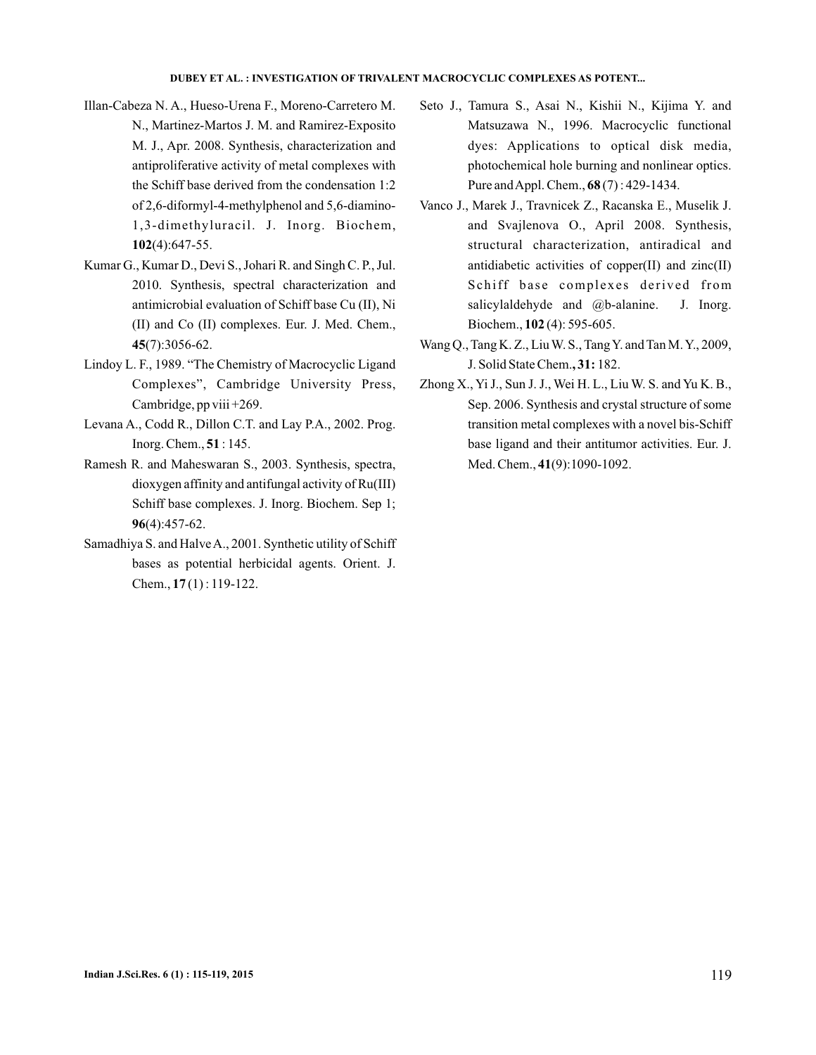Illan-Cabeza N. A., Hueso-Urena F., Moreno-Carretero M. N., Martinez-Martos J. M. and Ramirez-Exposito M. J., Apr. 2008. Synthesis, characterization and antiproliferative activity of metal complexes with the Schiff base derived from the condensation 1:2 of 2,6-diformyl-4-methylphenol and 5,6-diamino-1,3-dimethyluracil. J. Inorg. Biochem, **102**(4):647-55.

Kumar G., Kumar D., Devi S., Johari R. and Singh C. P., Jul. 2010. Synthesis, spectral characterization and antimicrobial evaluation of Schiff base Cu (II), Ni (II) and Co (II) complexes. Eur. J. Med. Chem., **45**(7):3056-62.

Lindoy L. F., 1989. "The Chemistry of Macrocyclic Ligand Complexes", Cambridge University Press, Cambridge, pp viii +269.

Levana A., Codd R., Dillon C.T. and Lay P.A., 2002. Prog. Inorg. Chem., **51** : 145.

Ramesh R. and Maheswaran S., 2003. Synthesis, spectra, dioxygen affinity and antifungal activity of Ru(III) Schiff base complexes. J. Inorg. Biochem. Sep 1; **96**(4):457-62.

Samadhiya S. and Halve A., 2001. Synthetic utility of Schiff bases as potential herbicidal agents. Orient. J. Chem., **17** (1) : 119-122.

Seto J., Tamura S., Asai N., Kishii N., Kijima Y. and Matsuzawa N., 1996. Macrocyclic functional dyes: Applications to optical disk media, photochemical hole burning and nonlinear optics. Pure and Appl. Chem., **68** (7) : 429-1434.

Vanco J., Marek J., Travnicek Z., Racanska E., Muselik J. and Svajlenova O., April 2008. Synthesis, structural characterization, antiradical and antidiabetic activities of copper(II) and zinc(II) Schiff base complexes derived from salicylaldehyde and @b-alanine. J. Inorg. Biochem., **102** (4): 595-605.

Wang Q., Tang K. Z., Liu W. S., Tang Y. and Tan M. Y., 2009, J. Solid State Chem.**, 31:** 182.

Zhong X., Yi J., Sun J. J., Wei H. L., Liu W. S. and Yu K. B., Sep. 2006. Synthesis and crystal structure of some transition metal complexes with a novel bis-Schiff base ligand and their antitumor activities. Eur. J. Med. Chem., **41**(9):1090-1092.